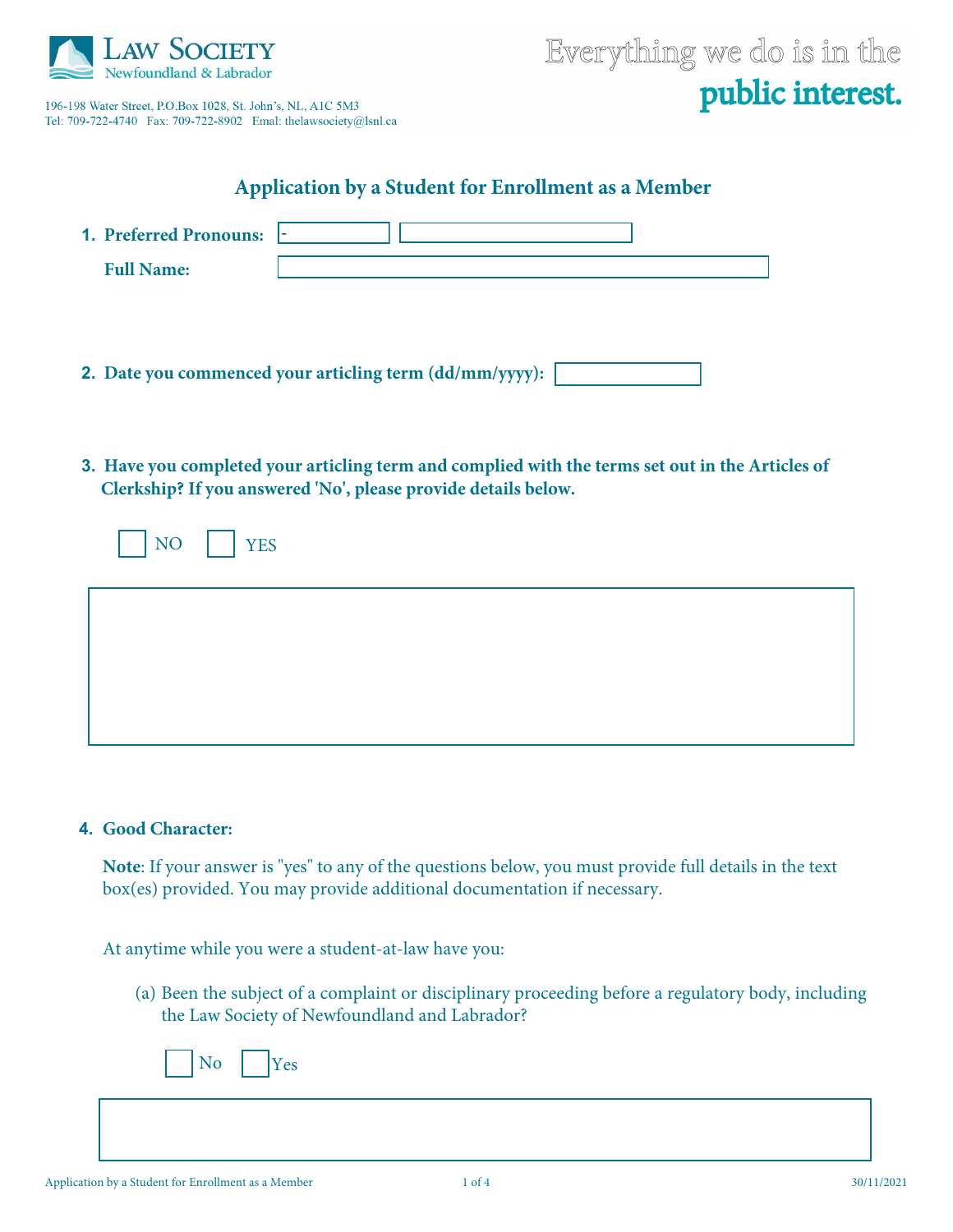Law Society Newfoundland & Labrador

196-198 Water Street, P.O.Box 1028, St. John's, NL, A1C 5M3
Tel: 709-722-4740 Fax: 709-722-8902 Email: thelawsociety@lsnl.ca

Everything we do is in the **public interest.**

## Application by a Student for Enrollment as a Member

**1. Preferred Pronouns:** -

**Full Name:**

**2. Date you commenced your articling term (dd/mm/yyyy):**

**3. Have you completed your articling term and complied with the terms set out in the Articles of Clerkship? If you answered 'No', please provide details below.**

☐ NO ☐ YES

**4. Good Character:**

**Note**: If your answer is "yes" to any of the questions below, you must provide full details in the text box(es) provided. You may provide additional documentation if necessary.

At anytime while you were a student-at-law have you:

(a) Been the subject of a complaint or disciplinary proceeding before a regulatory body, including the Law Society of Newfoundland and Labrador?

☐ No ☐ Yes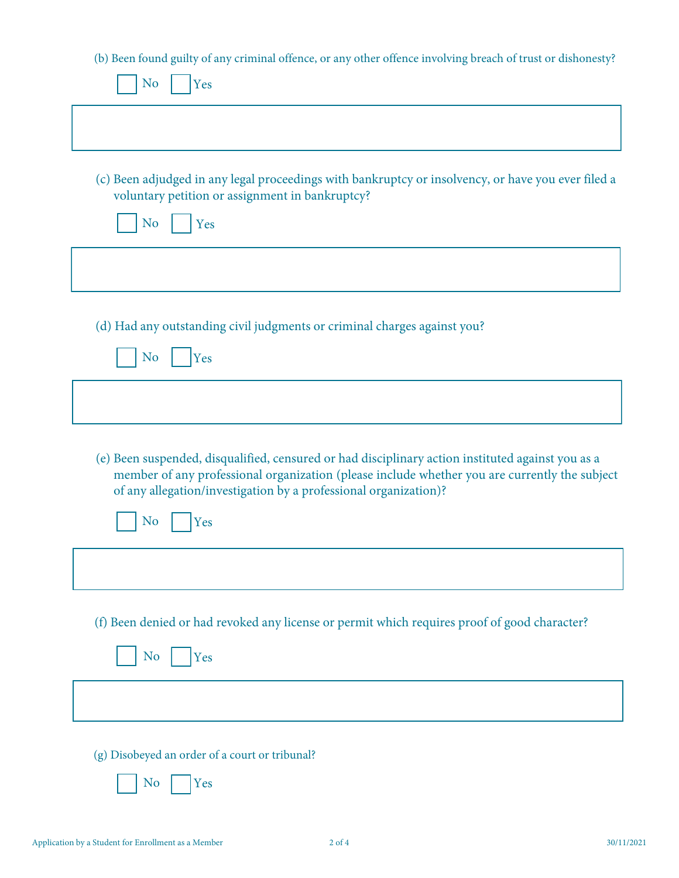(b) Been found guilty of any criminal offence, or any other offence involving breach of trust or dishonesty?

☐ No ☐ Yes

(c) Been adjudged in any legal proceedings with bankruptcy or insolvency, or have you ever filed a voluntary petition or assignment in bankruptcy?

☐ No ☐ Yes

(d) Had any outstanding civil judgments or criminal charges against you?

☐ No ☐ Yes

(e) Been suspended, disqualified, censured or had disciplinary action instituted against you as a member of any professional organization (please include whether you are currently the subject of any allegation/investigation by a professional organization)?

☐ No ☐ Yes

(f) Been denied or had revoked any license or permit which requires proof of good character?

☐ No ☐ Yes

(g) Disobeyed an order of a court or tribunal?

☐ No ☐ Yes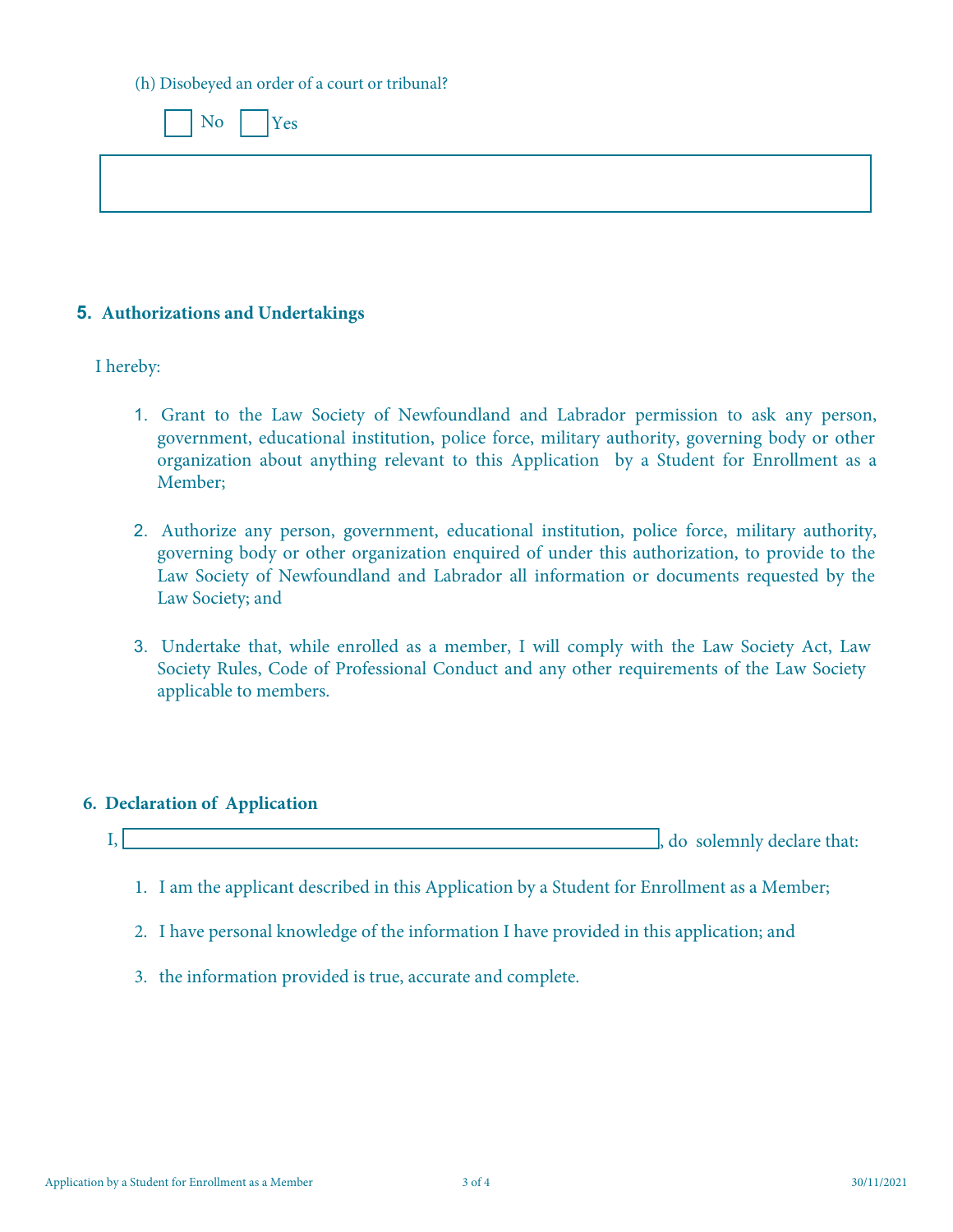(h) Disobeyed an order of a court or tribunal?

☐ No ☐ Yes

## 5. Authorizations and Undertakings

I hereby:

1. Grant to the Law Society of Newfoundland and Labrador permission to ask any person, government, educational institution, police force, military authority, governing body or other organization about anything relevant to this Application by a Student for Enrollment as a Member;

2. Authorize any person, government, educational institution, police force, military authority, governing body or other organization enquired of under this authorization, to provide to the Law Society of Newfoundland and Labrador all information or documents requested by the Law Society; and

3. Undertake that, while enrolled as a member, I will comply with the Law Society Act, Law Society Rules, Code of Professional Conduct and any other requirements of the Law Society applicable to members.

## 6. Declaration of Application

I, ______________________________, do solemnly declare that:

1. I am the applicant described in this Application by a Student for Enrollment as a Member;

2. I have personal knowledge of the information I have provided in this application; and

3. the information provided is true, accurate and complete.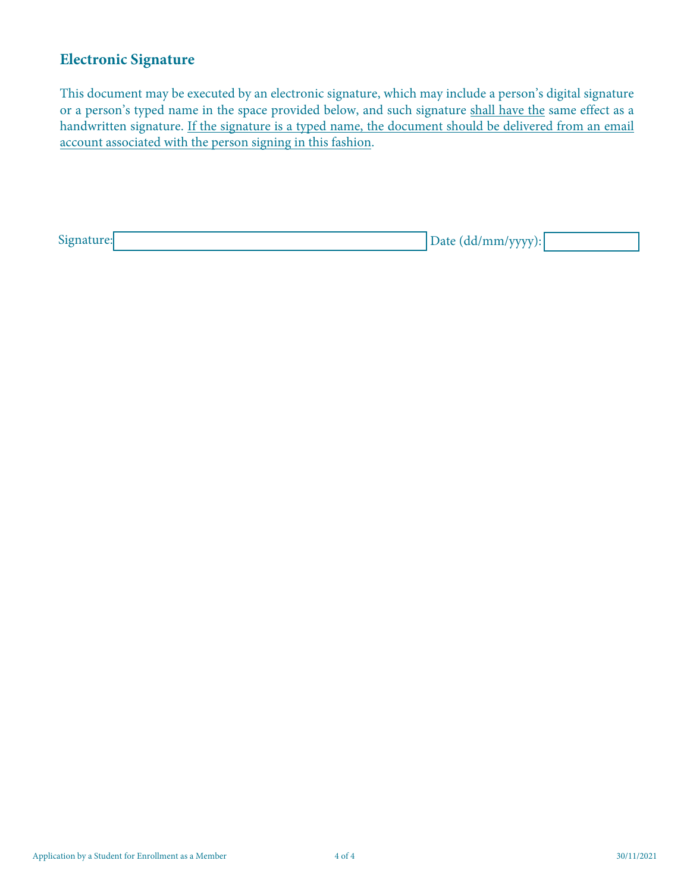## Electronic Signature

This document may be executed by an electronic signature, which may include a person's digital signature or a person's typed name in the space provided below, and such signature shall have the same effect as a handwritten signature. If the signature is a typed name, the document should be delivered from an email account associated with the person signing in this fashion.

Signature: ______________________ Date (dd/mm/yyyy): __________